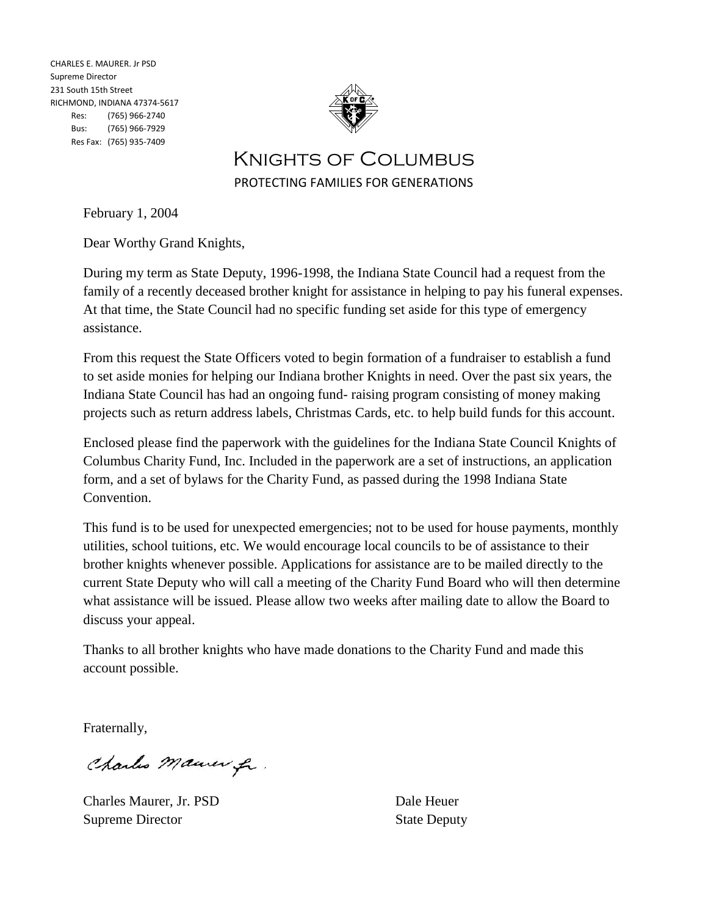CHARLES E. MAURER. Jr PSD
Supreme Director
231 South 15th Street
RICHMOND, INDIANA 47374-5617
Res: (765) 966-2740
Bus: (765) 966-7929
Res Fax: (765) 935-7409

# Knights of Columbus

PROTECTING FAMILIES FOR GENERATIONS

February 1, 2004

Dear Worthy Grand Knights,

During my term as State Deputy, 1996-1998, the Indiana State Council had a request from the family of a recently deceased brother knight for assistance in helping to pay his funeral expenses. At that time, the State Council had no specific funding set aside for this type of emergency assistance.

From this request the State Officers voted to begin formation of a fundraiser to establish a fund to set aside monies for helping our Indiana brother Knights in need. Over the past six years, the Indiana State Council has had an ongoing fund- raising program consisting of money making projects such as return address labels, Christmas Cards, etc. to help build funds for this account.

Enclosed please find the paperwork with the guidelines for the Indiana State Council Knights of Columbus Charity Fund, Inc. Included in the paperwork are a set of instructions, an application form, and a set of bylaws for the Charity Fund, as passed during the 1998 Indiana State Convention.

This fund is to be used for unexpected emergencies; not to be used for house payments, monthly utilities, school tuitions, etc. We would encourage local councils to be of assistance to their brother knights whenever possible. Applications for assistance are to be mailed directly to the current State Deputy who will call a meeting of the Charity Fund Board who will then determine what assistance will be issued. Please allow two weeks after mailing date to allow the Board to discuss your appeal.

Thanks to all brother knights who have made donations to the Charity Fund and made this account possible.

Fraternally,

Charles Maurer Jr.

Charles Maurer, Jr. PSD
Supreme Director

Dale Heuer
State Deputy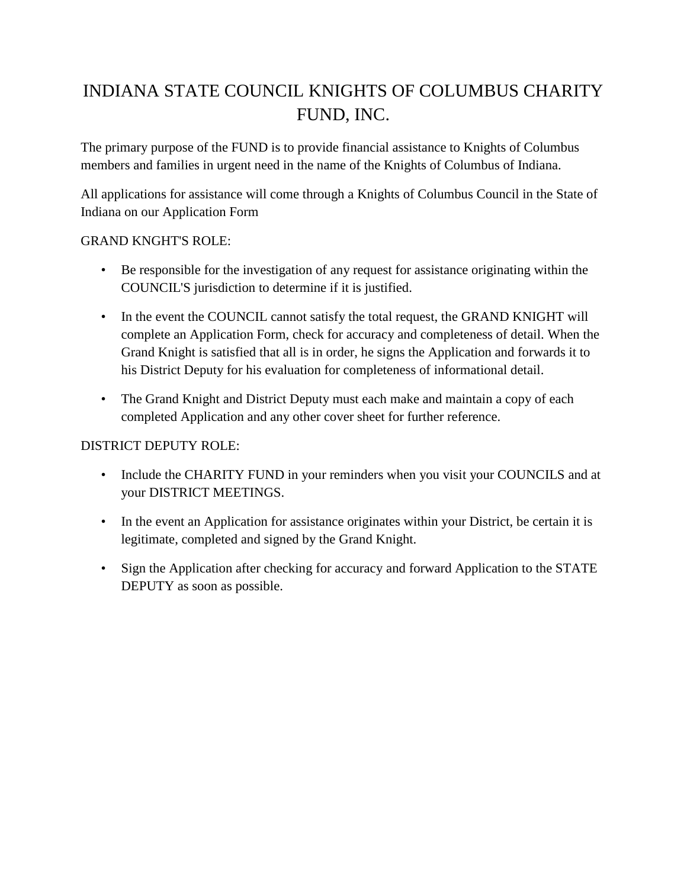# INDIANA STATE COUNCIL KNIGHTS OF COLUMBUS CHARITY FUND, INC.

The primary purpose of the FUND is to provide financial assistance to Knights of Columbus members and families in urgent need in the name of the Knights of Columbus of Indiana.

All applications for assistance will come through a Knights of Columbus Council in the State of Indiana on our Application Form

GRAND KNGHT'S ROLE:

- Be responsible for the investigation of any request for assistance originating within the COUNCIL'S jurisdiction to determine if it is justified.
- In the event the COUNCIL cannot satisfy the total request, the GRAND KNIGHT will complete an Application Form, check for accuracy and completeness of detail. When the Grand Knight is satisfied that all is in order, he signs the Application and forwards it to his District Deputy for his evaluation for completeness of informational detail.
- The Grand Knight and District Deputy must each make and maintain a copy of each completed Application and any other cover sheet for further reference.

DISTRICT DEPUTY ROLE:

- Include the CHARITY FUND in your reminders when you visit your COUNCILS and at your DISTRICT MEETINGS.
- In the event an Application for assistance originates within your District, be certain it is legitimate, completed and signed by the Grand Knight.
- Sign the Application after checking for accuracy and forward Application to the STATE DEPUTY as soon as possible.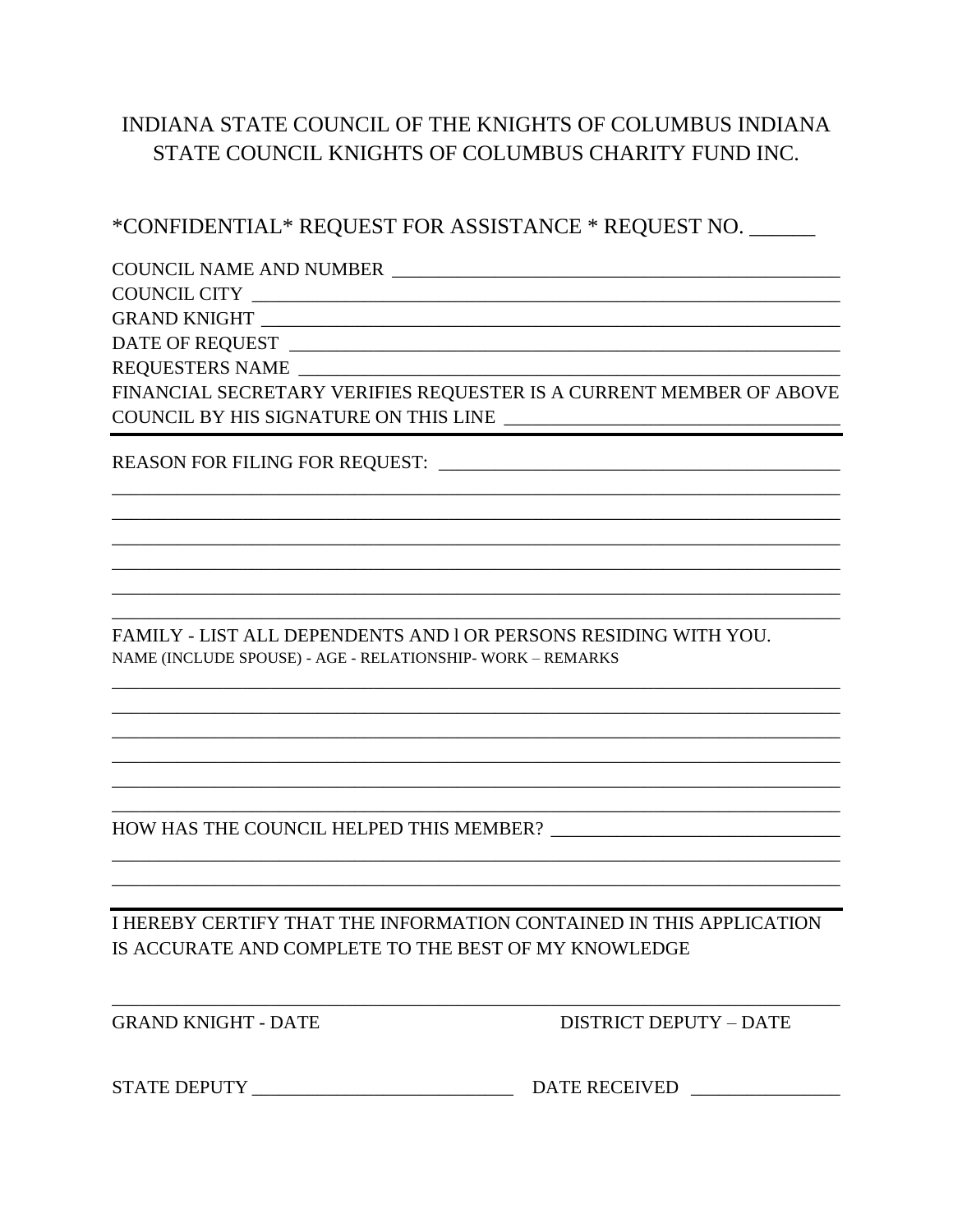# INDIANA STATE COUNCIL OF THE KNIGHTS OF COLUMBUS INDIANA STATE COUNCIL KNIGHTS OF COLUMBUS CHARITY FUND INC.

## *CONFIDENTIAL* REQUEST FOR ASSISTANCE * REQUEST NO. ______

COUNCIL NAME AND NUMBER ________________________________________________

COUNCIL CITY ___________________________________________________________

GRAND KNIGHT ___________________________________________________________

DATE OF REQUEST ________________________________________________________

REQUESTERS NAME ________________________________________________________

FINANCIAL SECRETARY VERIFIES REQUESTER IS A CURRENT MEMBER OF ABOVE COUNCIL BY HIS SIGNATURE ON THIS LINE ________________________________

---

REASON FOR FILING FOR REQUEST: ________________________________________

_______________________________________________________________________

_______________________________________________________________________

_______________________________________________________________________

_______________________________________________________________________

_______________________________________________________________________

_______________________________________________________________________

FAMILY - LIST ALL DEPENDENTS AND l OR PERSONS RESIDING WITH YOU.

NAME (INCLUDE SPOUSE) - AGE - RELATIONSHIP- WORK – REMARKS

_______________________________________________________________________

_______________________________________________________________________

_______________________________________________________________________

_______________________________________________________________________

_______________________________________________________________________

_______________________________________________________________________

HOW HAS THE COUNCIL HELPED THIS MEMBER? ______________________________

_______________________________________________________________________

_______________________________________________________________________

---

I HEREBY CERTIFY THAT THE INFORMATION CONTAINED IN THIS APPLICATION IS ACCURATE AND COMPLETE TO THE BEST OF MY KNOWLEDGE

_______________________________________________________________________

GRAND KNIGHT - DATE                                        DISTRICT DEPUTY – DATE

STATE DEPUTY ___________________________ DATE RECEIVED _______________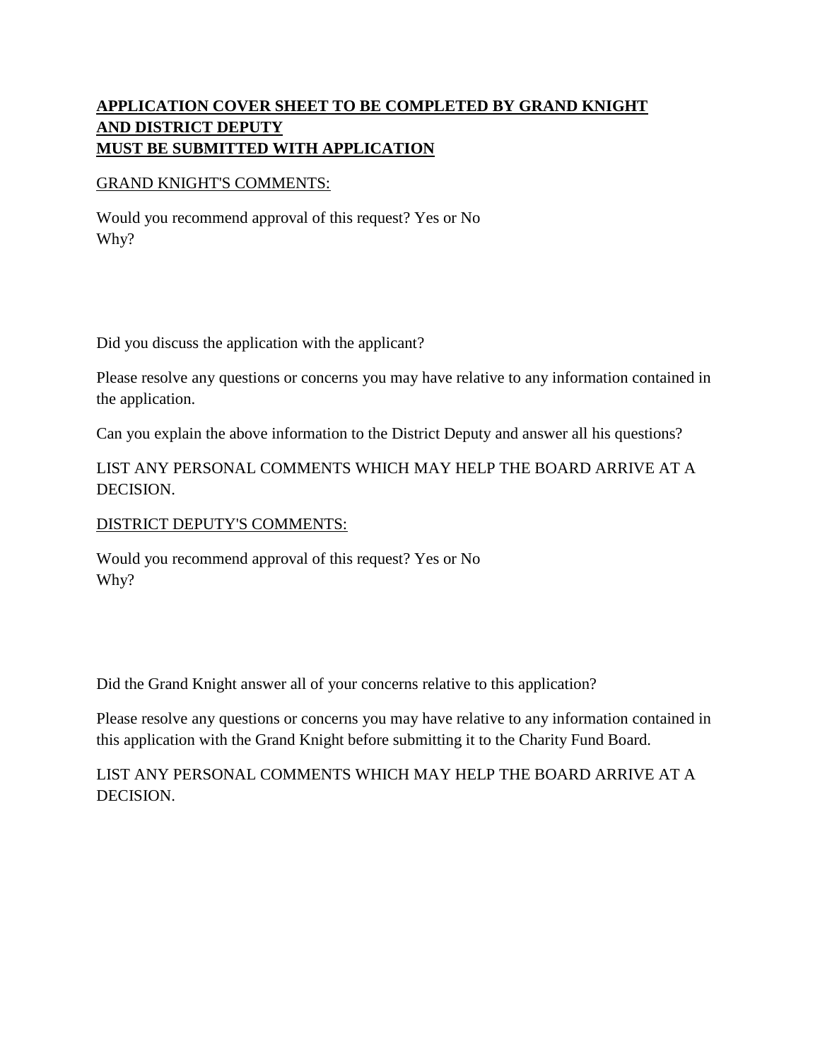**APPLICATION COVER SHEET TO BE COMPLETED BY GRAND KNIGHT AND DISTRICT DEPUTY**
**MUST BE SUBMITTED WITH APPLICATION**

GRAND KNIGHT'S COMMENTS:

Would you recommend approval of this request? Yes or No
Why?

Did you discuss the application with the applicant?

Please resolve any questions or concerns you may have relative to any information contained in the application.

Can you explain the above information to the District Deputy and answer all his questions?

LIST ANY PERSONAL COMMENTS WHICH MAY HELP THE BOARD ARRIVE AT A DECISION.

DISTRICT DEPUTY'S COMMENTS:

Would you recommend approval of this request? Yes or No
Why?

Did the Grand Knight answer all of your concerns relative to this application?

Please resolve any questions or concerns you may have relative to any information contained in this application with the Grand Knight before submitting it to the Charity Fund Board.

LIST ANY PERSONAL COMMENTS WHICH MAY HELP THE BOARD ARRIVE AT A DECISION.